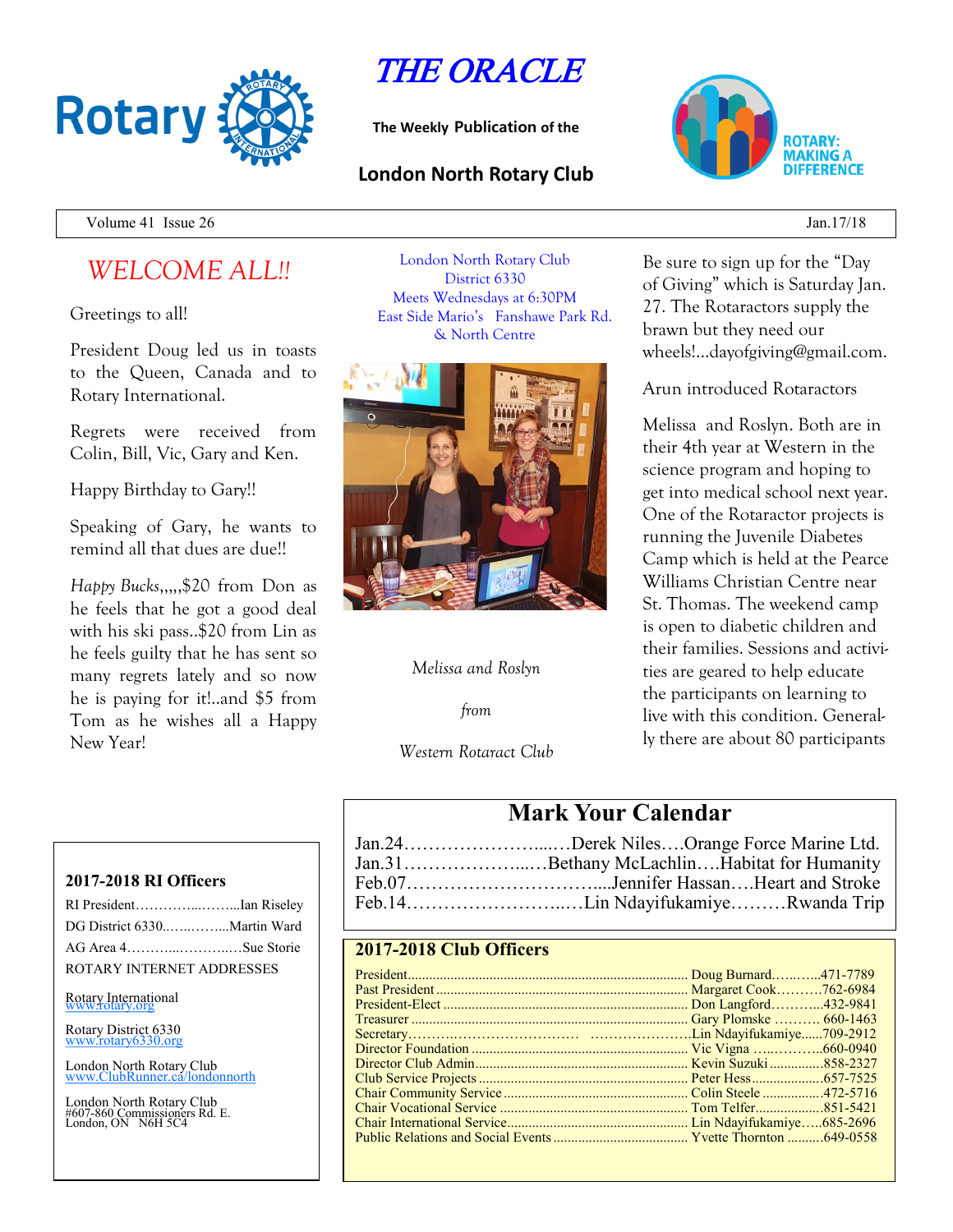# THE ORACLE

**The Weekly Publication of the**

**London North Rotary Club**

ROTARY: MAKING A DIFFERENCE

Volume 41 Issue 26 | Jan.17/18

## *WELCOME ALL!!*

Greetings to all!

President Doug led us in toasts to the Queen, Canada and to Rotary International.

Regrets were received from Colin, Bill, Vic, Gary and Ken.

Happy Birthday to Gary!!

Speaking of Gary, he wants to remind all that dues are due!!

*Happy Bucks*,,,,,$20 from Don as he feels that he got a good deal with his ski pass..$20 from Lin as he feels guilty that he has sent so many regrets lately and so now he is paying for it!..and $5 from Tom as he wishes all a Happy New Year!

London North Rotary Club
District 6330
Meets Wednesdays at 6:30PM
East Side Mario's Fanshawe Park Rd. & North Centre

*Melissa and Roslyn*

*from*

*Western Rotaract Club*

Be sure to sign up for the "Day of Giving" which is Saturday Jan. 27. The Rotaractors supply the brawn but they need our wheels!...dayofgiving@gmail.com.

Arun introduced Rotaractors

Melissa and Roslyn. Both are in their 4th year at Western in the science program and hoping to get into medical school next year. One of the Rotaractor projects is running the Juvenile Diabetes Camp which is held at the Pearce Williams Christian Centre near St. Thomas. The weekend camp is open to diabetic children and their families. Sessions and activities are geared to help educate the participants on learning to live with this condition. Generally there are about 80 participants

## Mark Your Calendar

Jan.24…………………...…Derek Niles….Orange Force Marine Ltd.
Jan.31…………………...…Bethany McLachlin….Habitat for Humanity
Feb.07…………………………....Jennifer Hassan….Heart and Stroke
Feb.14………………………..…Lin Ndayifukamiye………Rwanda Trip

### 2017-2018 RI Officers

RI President…………...……...Ian Riseley
DG District 6330..…..……...Martin Ward
AG Area 4………...…………Sue Storie

ROTARY INTERNET ADDRESSES

Rotary International
www.rotary.org

Rotary District 6330
www.rotary6330.org

London North Rotary Club
www.ClubRunner.ca/londonnorth

London North Rotary Club
#607-860 Commissioners Rd. E.
London, ON N6H 5C4

### 2017-2018 Club Officers

| Position | Name | Phone |
|---|---|---|
| President | Doug Burnard | 471-7789 |
| Past President | Margaret Cook | 762-6984 |
| President-Elect | Don Langford | 432-9841 |
| Treasurer | Gary Plomske | 660-1463 |
| Secretary | Lin Ndayifukamiye | 709-2912 |
| Director Foundation | Vic Vigna | 660-0940 |
| Director Club Admin | Kevin Suzuki | 858-2327 |
| Club Service Projects | Peter Hess | 657-7525 |
| Chair Community Service | Colin Steele | 472-5716 |
| Chair Vocational Service | Tom Telfer | 851-5421 |
| Chair International Service | Lin Ndayifukamiye | 685-2696 |
| Public Relations and Social Events | Yvette Thornton | 649-0558 |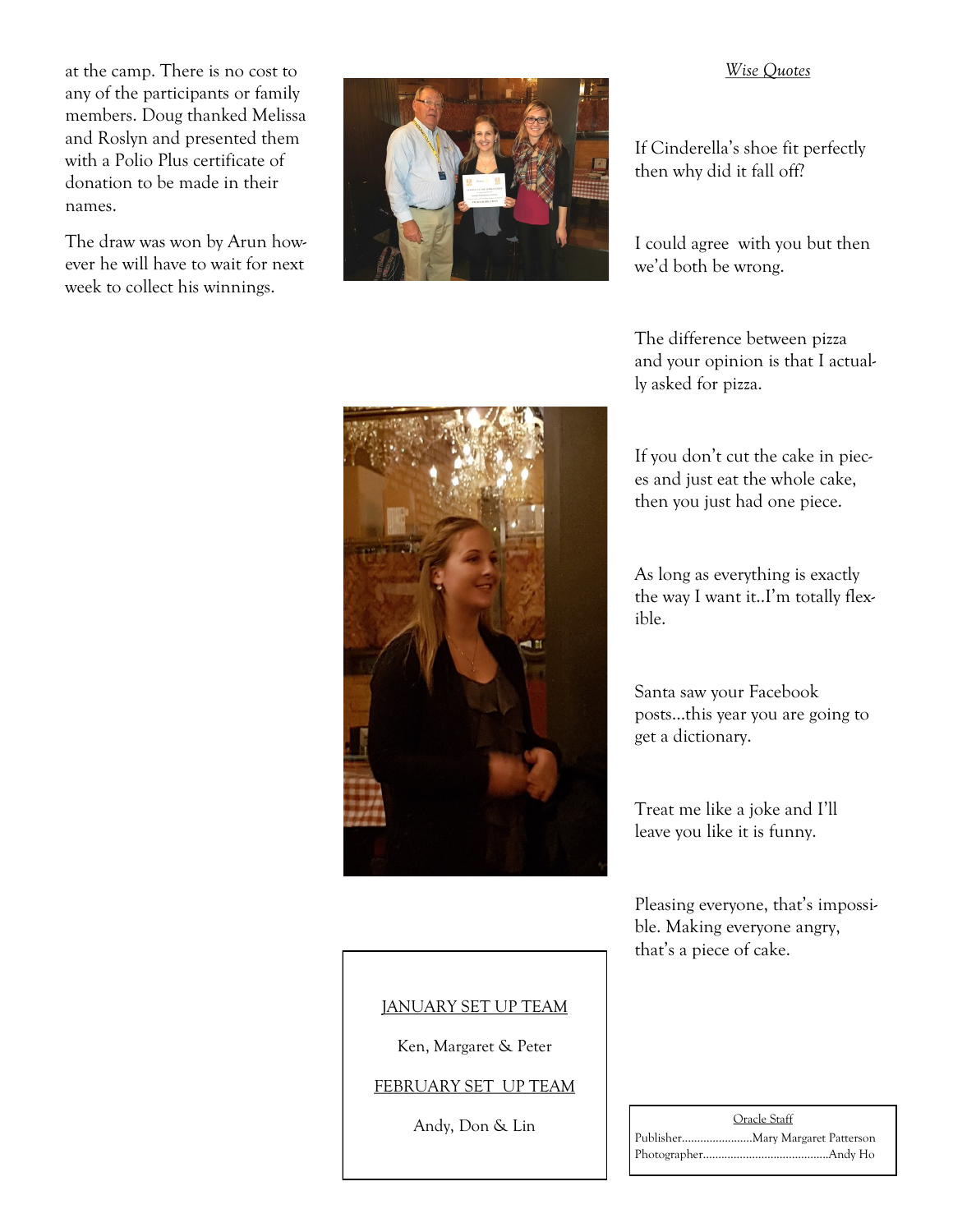at the camp. There is no cost to any of the participants or family members. Doug thanked Melissa and Roslyn and presented them with a Polio Plus certificate of donation to be made in their names.

The draw was won by Arun however he will have to wait for next week to collect his winnings.

JANUARY SET UP TEAM

Ken, Margaret & Peter

FEBRUARY SET UP TEAM

Andy, Don & Lin

*Wise Quotes*

If Cinderella's shoe fit perfectly then why did it fall off?

I could agree with you but then we'd both be wrong.

The difference between pizza and your opinion is that I actually asked for pizza.

If you don't cut the cake in pieces and just eat the whole cake, then you just had one piece.

As long as everything is exactly the way I want it..I'm totally flexible.

Santa saw your Facebook posts…this year you are going to get a dictionary.

Treat me like a joke and I'll leave you like it is funny.

Pleasing everyone, that's impossible. Making everyone angry, that's a piece of cake.

Oracle Staff

Publisher……………………Mary Margaret Patterson
Photographer……………………………………Andy Ho